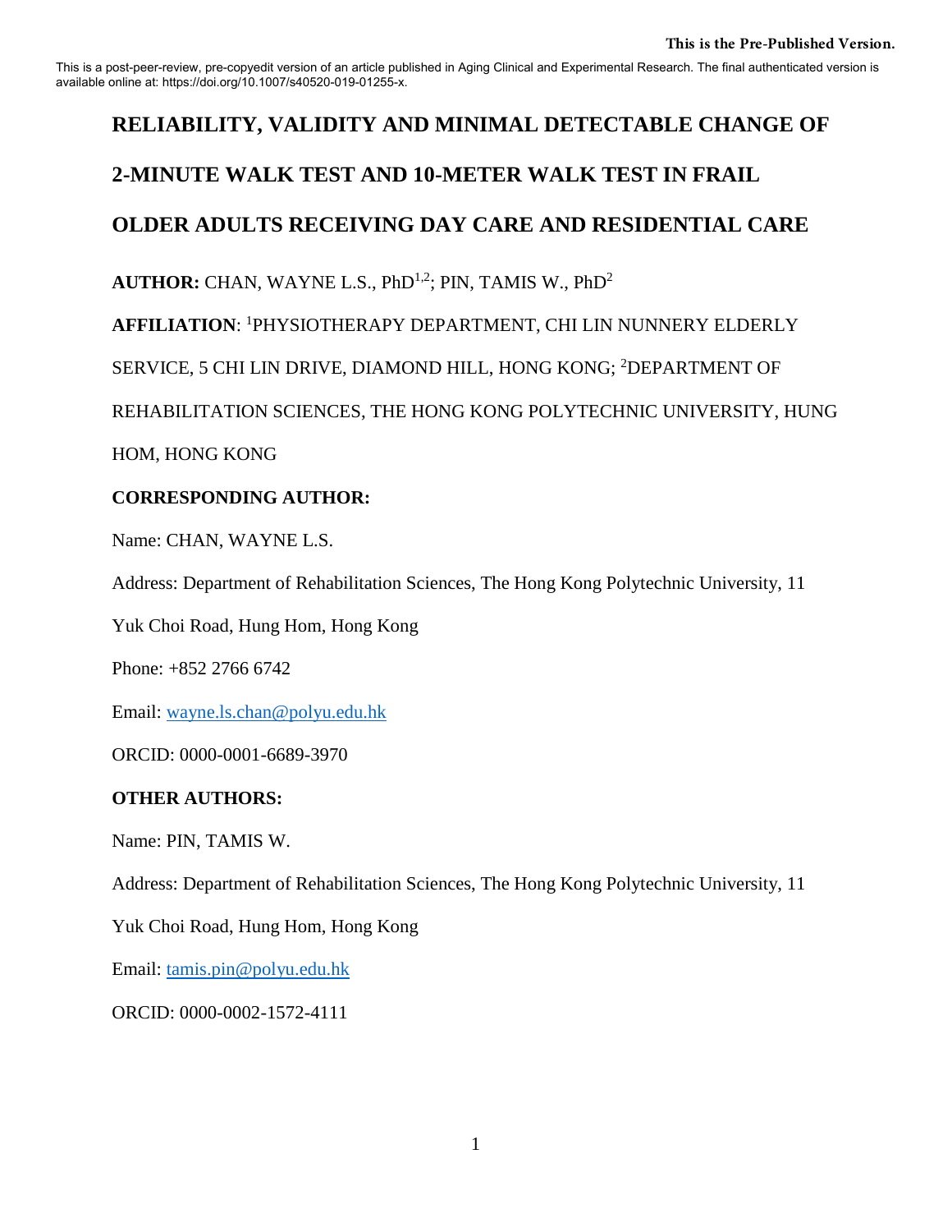This is the Pre-Published Version.

This is a post-peer-review, pre-copyedit version of an article published in Aging Clinical and Experimental Research. The final authenticated version is available online at: https://doi.org/10.1007/s40520-019-01255-x.

# RELIABILITY, VALIDITY AND MINIMAL DETECTABLE CHANGE OF 2-MINUTE WALK TEST AND 10-METER WALK TEST IN FRAIL OLDER ADULTS RECEIVING DAY CARE AND RESIDENTIAL CARE

**AUTHOR:** CHAN, WAYNE L.S., PhD[1,2]; PIN, TAMIS W., PhD[2]

**AFFILIATION**: [1]PHYSIOTHERAPY DEPARTMENT, CHI LIN NUNNERY ELDERLY SERVICE, 5 CHI LIN DRIVE, DIAMOND HILL, HONG KONG; [2]DEPARTMENT OF REHABILITATION SCIENCES, THE HONG KONG POLYTECHNIC UNIVERSITY, HUNG HOM, HONG KONG

**CORRESPONDING AUTHOR:**

Name: CHAN, WAYNE L.S.

Address: Department of Rehabilitation Sciences, The Hong Kong Polytechnic University, 11 Yuk Choi Road, Hung Hom, Hong Kong

Phone: +852 2766 6742

Email: wayne.ls.chan@polyu.edu.hk

ORCID: 0000-0001-6689-3970

**OTHER AUTHORS:**

Name: PIN, TAMIS W.

Address: Department of Rehabilitation Sciences, The Hong Kong Polytechnic University, 11 Yuk Choi Road, Hung Hom, Hong Kong

Email: tamis.pin@polyu.edu.hk

ORCID: 0000-0002-1572-4111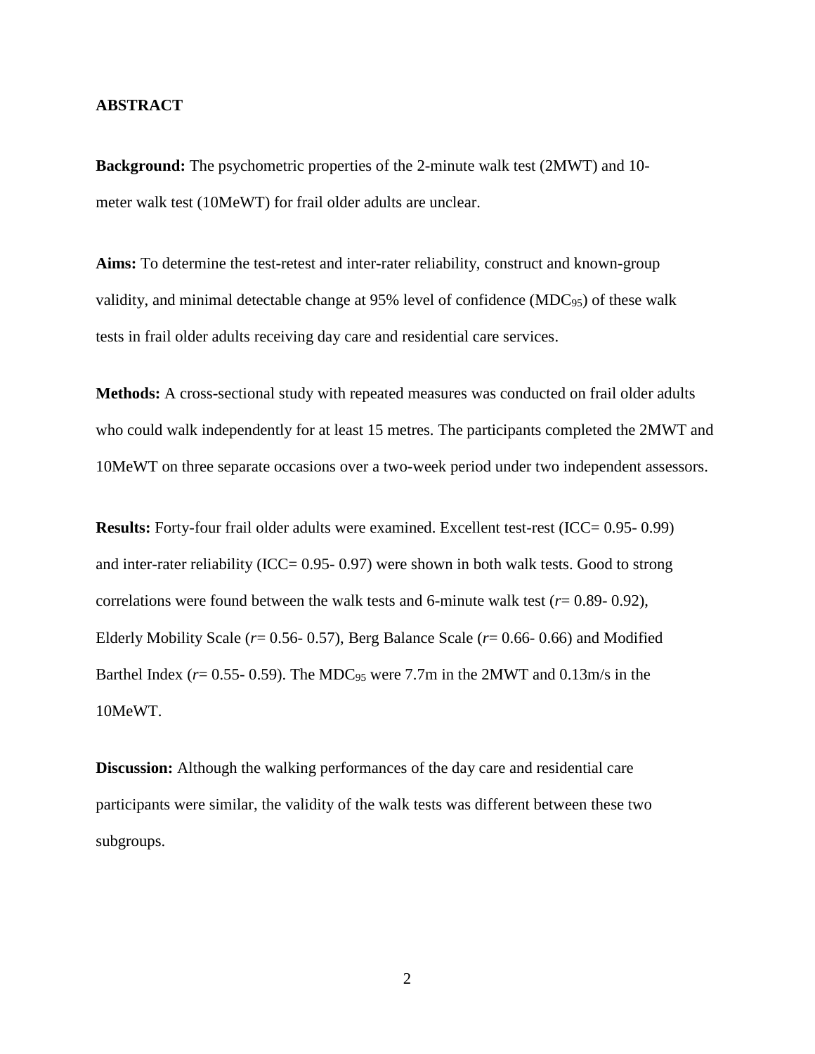**ABSTRACT**

**Background:** The psychometric properties of the 2-minute walk test (2MWT) and 10-meter walk test (10MeWT) for frail older adults are unclear.

**Aims:** To determine the test-retest and inter-rater reliability, construct and known-group validity, and minimal detectable change at 95% level of confidence ($MDC_{95}$) of these walk tests in frail older adults receiving day care and residential care services.

**Methods:** A cross-sectional study with repeated measures was conducted on frail older adults who could walk independently for at least 15 metres. The participants completed the 2MWT and 10MeWT on three separate occasions over a two-week period under two independent assessors.

**Results:** Forty-four frail older adults were examined. Excellent test-rest (ICC= 0.95- 0.99) and inter-rater reliability (ICC= 0.95- 0.97) were shown in both walk tests. Good to strong correlations were found between the walk tests and 6-minute walk test (*r*= 0.89- 0.92), Elderly Mobility Scale (*r*= 0.56- 0.57), Berg Balance Scale (*r*= 0.66- 0.66) and Modified Barthel Index (*r*= 0.55- 0.59). The $MDC_{95}$ were 7.7m in the 2MWT and 0.13m/s in the 10MeWT.

**Discussion:** Although the walking performances of the day care and residential care participants were similar, the validity of the walk tests was different between these two subgroups.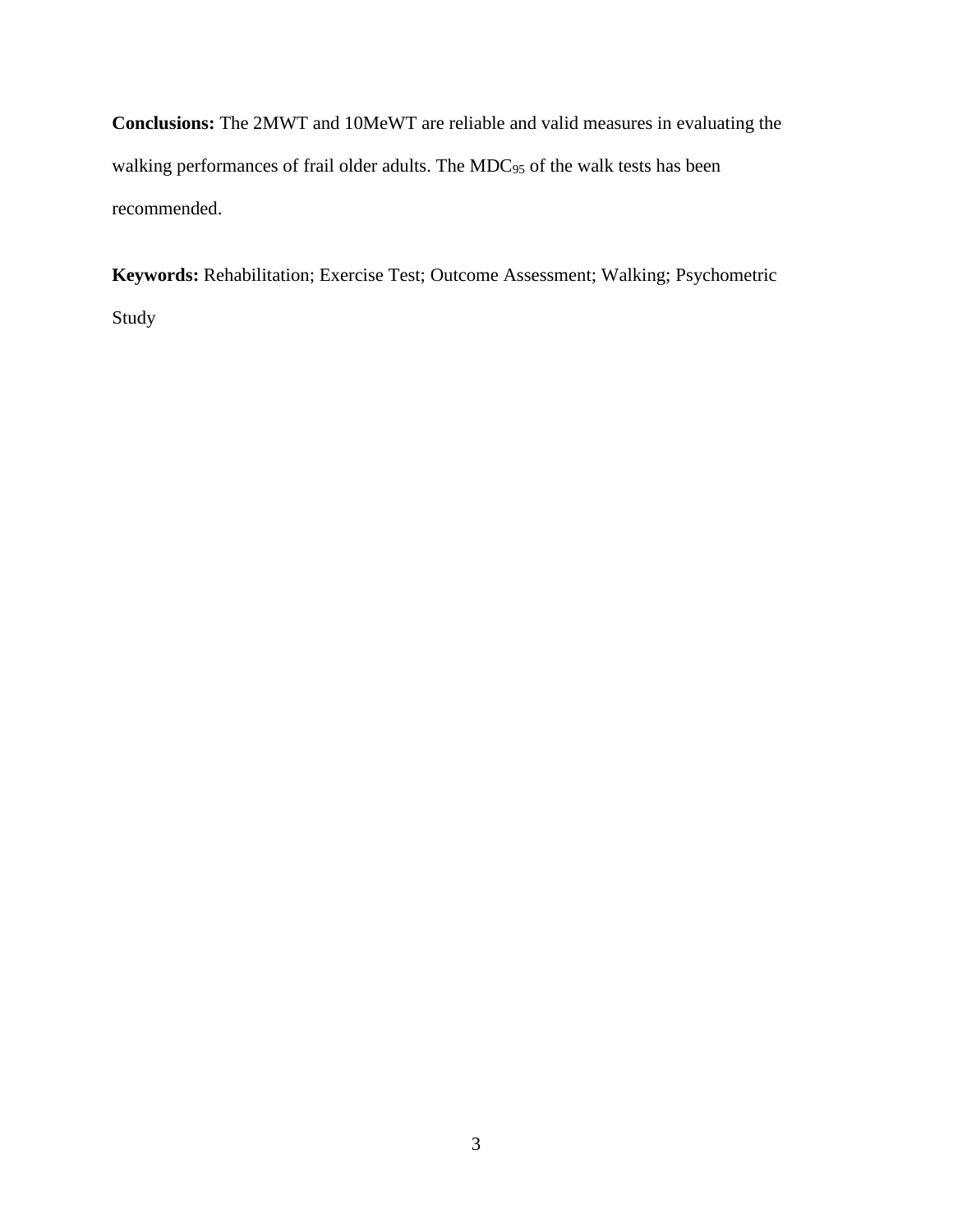**Conclusions:** The 2MWT and 10MeWT are reliable and valid measures in evaluating the walking performances of frail older adults. The $MDC_{95}$ of the walk tests has been recommended.

**Keywords:** Rehabilitation; Exercise Test; Outcome Assessment; Walking; Psychometric Study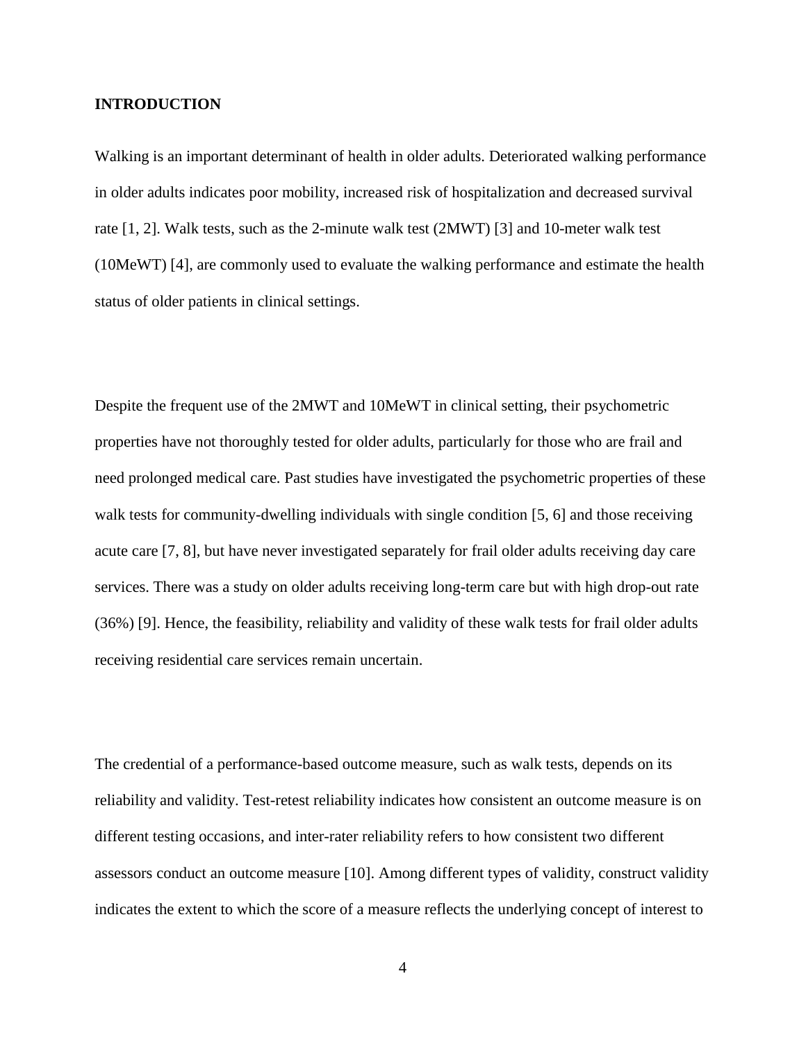## INTRODUCTION

Walking is an important determinant of health in older adults. Deteriorated walking performance in older adults indicates poor mobility, increased risk of hospitalization and decreased survival rate [1, 2]. Walk tests, such as the 2-minute walk test (2MWT) [3] and 10-meter walk test (10MeWT) [4], are commonly used to evaluate the walking performance and estimate the health status of older patients in clinical settings.

Despite the frequent use of the 2MWT and 10MeWT in clinical setting, their psychometric properties have not thoroughly tested for older adults, particularly for those who are frail and need prolonged medical care. Past studies have investigated the psychometric properties of these walk tests for community-dwelling individuals with single condition [5, 6] and those receiving acute care [7, 8], but have never investigated separately for frail older adults receiving day care services. There was a study on older adults receiving long-term care but with high drop-out rate (36%) [9]. Hence, the feasibility, reliability and validity of these walk tests for frail older adults receiving residential care services remain uncertain.

The credential of a performance-based outcome measure, such as walk tests, depends on its reliability and validity. Test-retest reliability indicates how consistent an outcome measure is on different testing occasions, and inter-rater reliability refers to how consistent two different assessors conduct an outcome measure [10]. Among different types of validity, construct validity indicates the extent to which the score of a measure reflects the underlying concept of interest to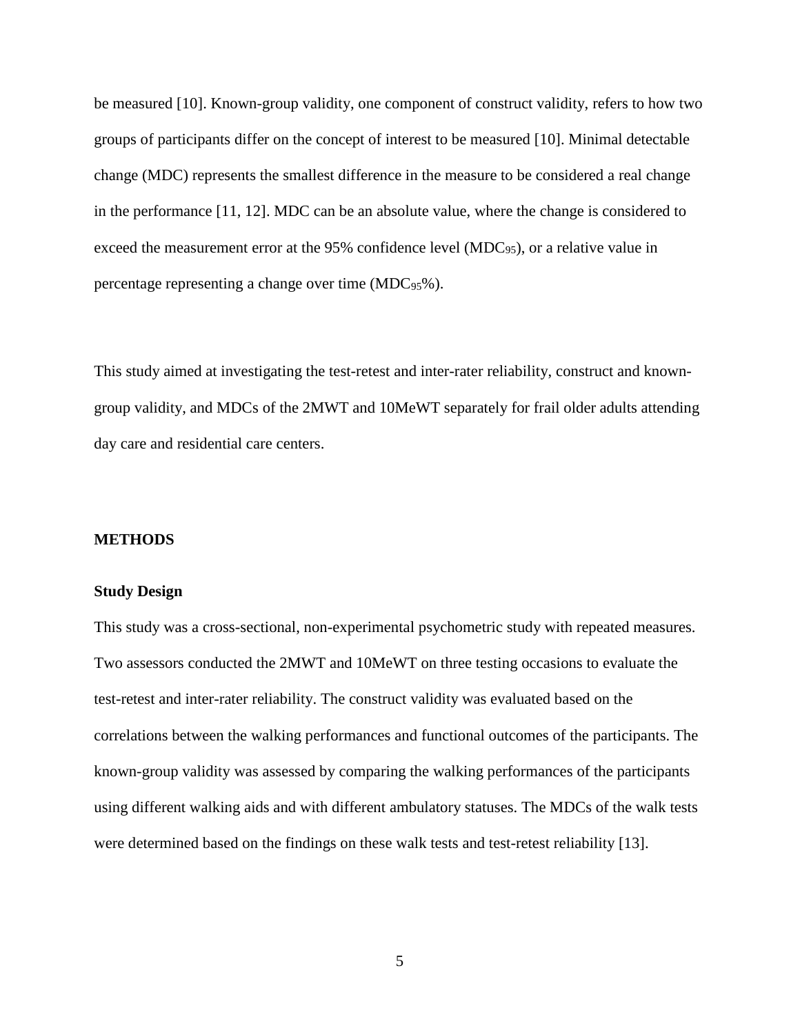be measured [10]. Known-group validity, one component of construct validity, refers to how two groups of participants differ on the concept of interest to be measured [10]. Minimal detectable change (MDC) represents the smallest difference in the measure to be considered a real change in the performance [11, 12]. MDC can be an absolute value, where the change is considered to exceed the measurement error at the 95% confidence level ($MDC_{95}$), or a relative value in percentage representing a change over time ($MDC_{95}$%).

This study aimed at investigating the test-retest and inter-rater reliability, construct and known-group validity, and MDCs of the 2MWT and 10MeWT separately for frail older adults attending day care and residential care centers.

## METHODS

### Study Design

This study was a cross-sectional, non-experimental psychometric study with repeated measures. Two assessors conducted the 2MWT and 10MeWT on three testing occasions to evaluate the test-retest and inter-rater reliability. The construct validity was evaluated based on the correlations between the walking performances and functional outcomes of the participants. The known-group validity was assessed by comparing the walking performances of the participants using different walking aids and with different ambulatory statuses. The MDCs of the walk tests were determined based on the findings on these walk tests and test-retest reliability [13].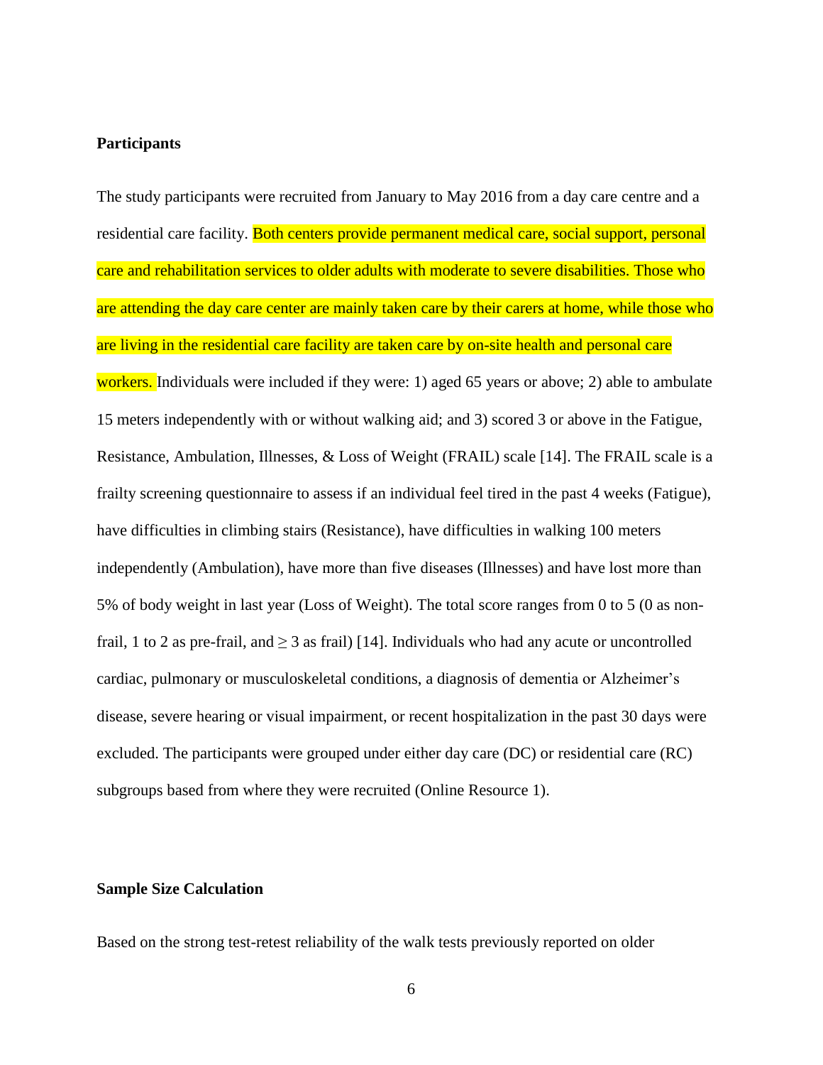**Participants**

The study participants were recruited from January to May 2016 from a day care centre and a residential care facility. Both centers provide permanent medical care, social support, personal care and rehabilitation services to older adults with moderate to severe disabilities. Those who are attending the day care center are mainly taken care by their carers at home, while those who are living in the residential care facility are taken care by on-site health and personal care workers. Individuals were included if they were: 1) aged 65 years or above; 2) able to ambulate 15 meters independently with or without walking aid; and 3) scored 3 or above in the Fatigue, Resistance, Ambulation, Illnesses, & Loss of Weight (FRAIL) scale [14]. The FRAIL scale is a frailty screening questionnaire to assess if an individual feel tired in the past 4 weeks (Fatigue), have difficulties in climbing stairs (Resistance), have difficulties in walking 100 meters independently (Ambulation), have more than five diseases (Illnesses) and have lost more than 5% of body weight in last year (Loss of Weight). The total score ranges from 0 to 5 (0 as non-frail, 1 to 2 as pre-frail, and ≥ 3 as frail) [14]. Individuals who had any acute or uncontrolled cardiac, pulmonary or musculoskeletal conditions, a diagnosis of dementia or Alzheimer's disease, severe hearing or visual impairment, or recent hospitalization in the past 30 days were excluded. The participants were grouped under either day care (DC) or residential care (RC) subgroups based from where they were recruited (Online Resource 1).

**Sample Size Calculation**

Based on the strong test-retest reliability of the walk tests previously reported on older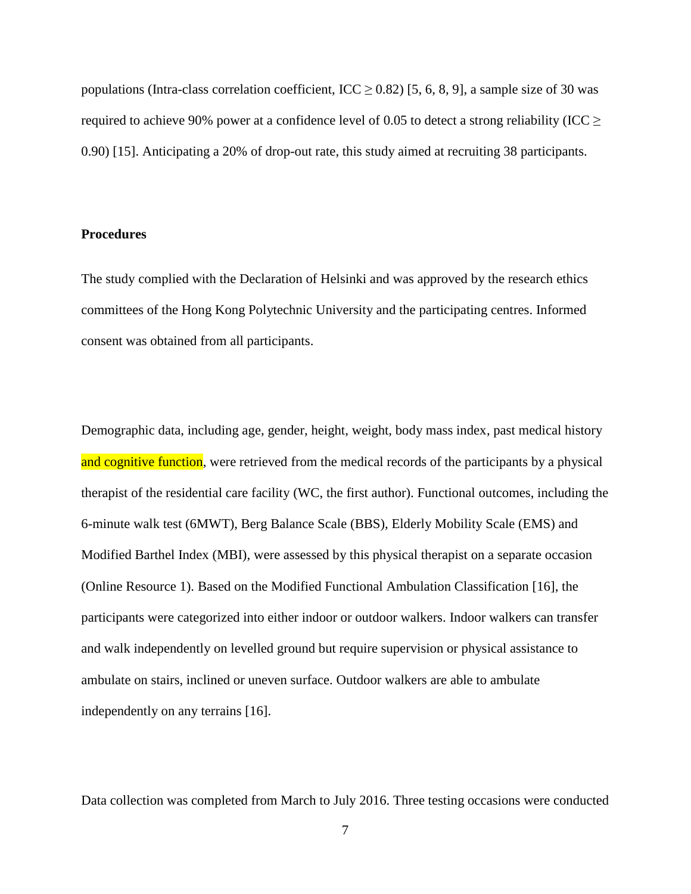populations (Intra-class correlation coefficient, ICC $\geq 0.82$) [5, 6, 8, 9], a sample size of 30 was required to achieve 90% power at a confidence level of 0.05 to detect a strong reliability (ICC $\geq$ 0.90) [15]. Anticipating a 20% of drop-out rate, this study aimed at recruiting 38 participants.

**Procedures**

The study complied with the Declaration of Helsinki and was approved by the research ethics committees of the Hong Kong Polytechnic University and the participating centres. Informed consent was obtained from all participants.

Demographic data, including age, gender, height, weight, body mass index, past medical history and cognitive function, were retrieved from the medical records of the participants by a physical therapist of the residential care facility (WC, the first author). Functional outcomes, including the 6-minute walk test (6MWT), Berg Balance Scale (BBS), Elderly Mobility Scale (EMS) and Modified Barthel Index (MBI), were assessed by this physical therapist on a separate occasion (Online Resource 1). Based on the Modified Functional Ambulation Classification [16], the participants were categorized into either indoor or outdoor walkers. Indoor walkers can transfer and walk independently on levelled ground but require supervision or physical assistance to ambulate on stairs, inclined or uneven surface. Outdoor walkers are able to ambulate independently on any terrains [16].

Data collection was completed from March to July 2016. Three testing occasions were conducted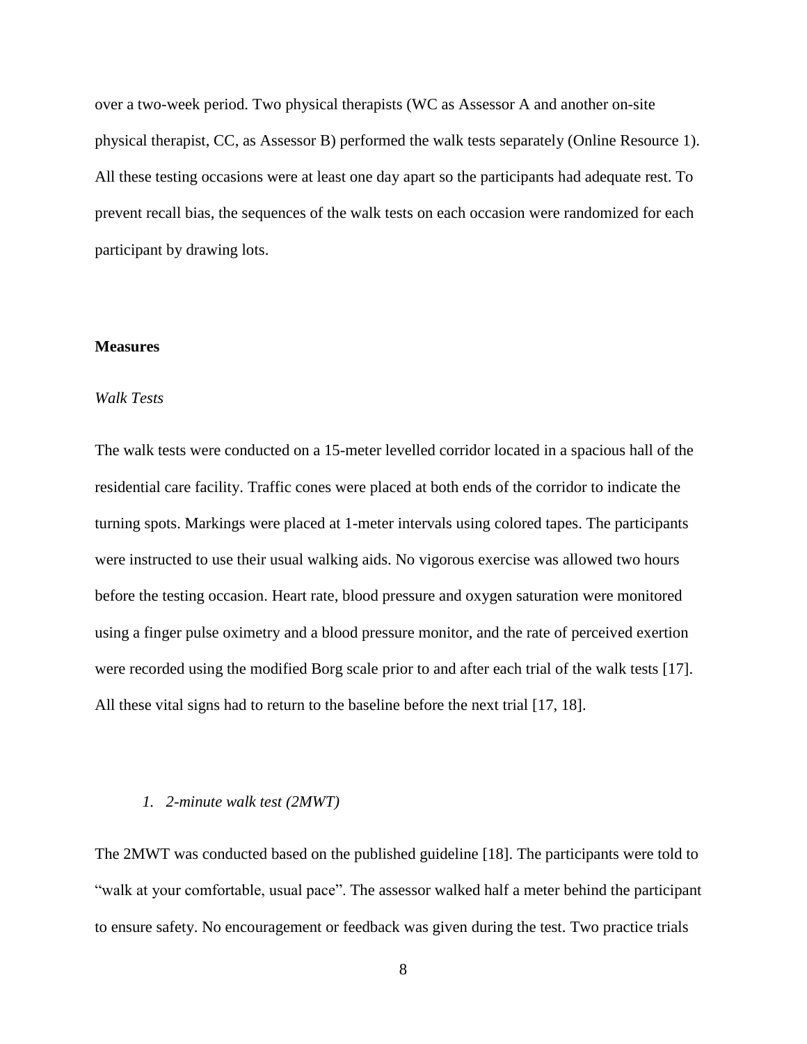over a two-week period. Two physical therapists (WC as Assessor A and another on-site physical therapist, CC, as Assessor B) performed the walk tests separately (Online Resource 1). All these testing occasions were at least one day apart so the participants had adequate rest. To prevent recall bias, the sequences of the walk tests on each occasion were randomized for each participant by drawing lots.

## Measures

### *Walk Tests*

The walk tests were conducted on a 15-meter levelled corridor located in a spacious hall of the residential care facility. Traffic cones were placed at both ends of the corridor to indicate the turning spots. Markings were placed at 1-meter intervals using colored tapes. The participants were instructed to use their usual walking aids. No vigorous exercise was allowed two hours before the testing occasion. Heart rate, blood pressure and oxygen saturation were monitored using a finger pulse oximetry and a blood pressure monitor, and the rate of perceived exertion were recorded using the modified Borg scale prior to and after each trial of the walk tests [17]. All these vital signs had to return to the baseline before the next trial [17, 18].

#### *1. 2-minute walk test (2MWT)*

The 2MWT was conducted based on the published guideline [18]. The participants were told to "walk at your comfortable, usual pace". The assessor walked half a meter behind the participant to ensure safety. No encouragement or feedback was given during the test. Two practice trials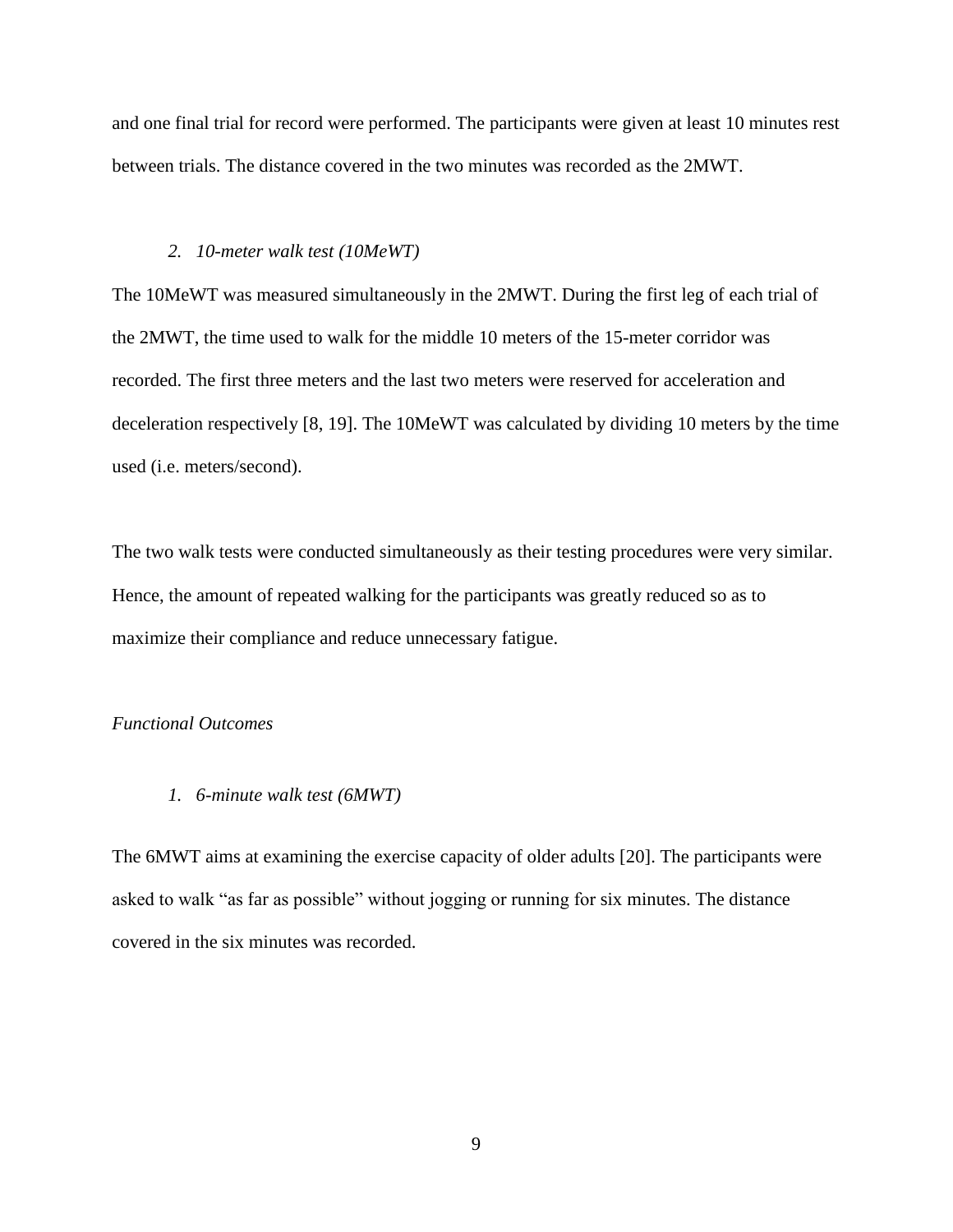and one final trial for record were performed. The participants were given at least 10 minutes rest between trials. The distance covered in the two minutes was recorded as the 2MWT.

*2. 10-meter walk test (10MeWT)*

The 10MeWT was measured simultaneously in the 2MWT. During the first leg of each trial of the 2MWT, the time used to walk for the middle 10 meters of the 15-meter corridor was recorded. The first three meters and the last two meters were reserved for acceleration and deceleration respectively [8, 19]. The 10MeWT was calculated by dividing 10 meters by the time used (i.e. meters/second).

The two walk tests were conducted simultaneously as their testing procedures were very similar. Hence, the amount of repeated walking for the participants was greatly reduced so as to maximize their compliance and reduce unnecessary fatigue.

*Functional Outcomes*

*1. 6-minute walk test (6MWT)*

The 6MWT aims at examining the exercise capacity of older adults [20]. The participants were asked to walk "as far as possible" without jogging or running for six minutes. The distance covered in the six minutes was recorded.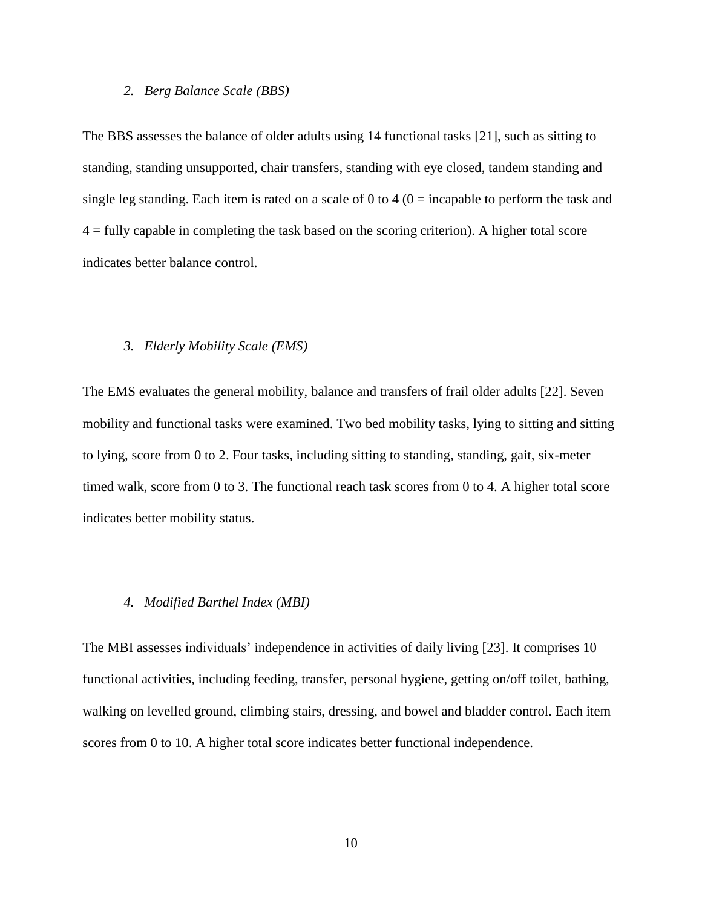### *2. Berg Balance Scale (BBS)*

The BBS assesses the balance of older adults using 14 functional tasks [21], such as sitting to standing, standing unsupported, chair transfers, standing with eye closed, tandem standing and single leg standing. Each item is rated on a scale of 0 to 4 (0 = incapable to perform the task and 4 = fully capable in completing the task based on the scoring criterion). A higher total score indicates better balance control.

### *3. Elderly Mobility Scale (EMS)*

The EMS evaluates the general mobility, balance and transfers of frail older adults [22]. Seven mobility and functional tasks were examined. Two bed mobility tasks, lying to sitting and sitting to lying, score from 0 to 2. Four tasks, including sitting to standing, standing, gait, six-meter timed walk, score from 0 to 3. The functional reach task scores from 0 to 4. A higher total score indicates better mobility status.

### *4. Modified Barthel Index (MBI)*

The MBI assesses individuals' independence in activities of daily living [23]. It comprises 10 functional activities, including feeding, transfer, personal hygiene, getting on/off toilet, bathing, walking on levelled ground, climbing stairs, dressing, and bowel and bladder control. Each item scores from 0 to 10. A higher total score indicates better functional independence.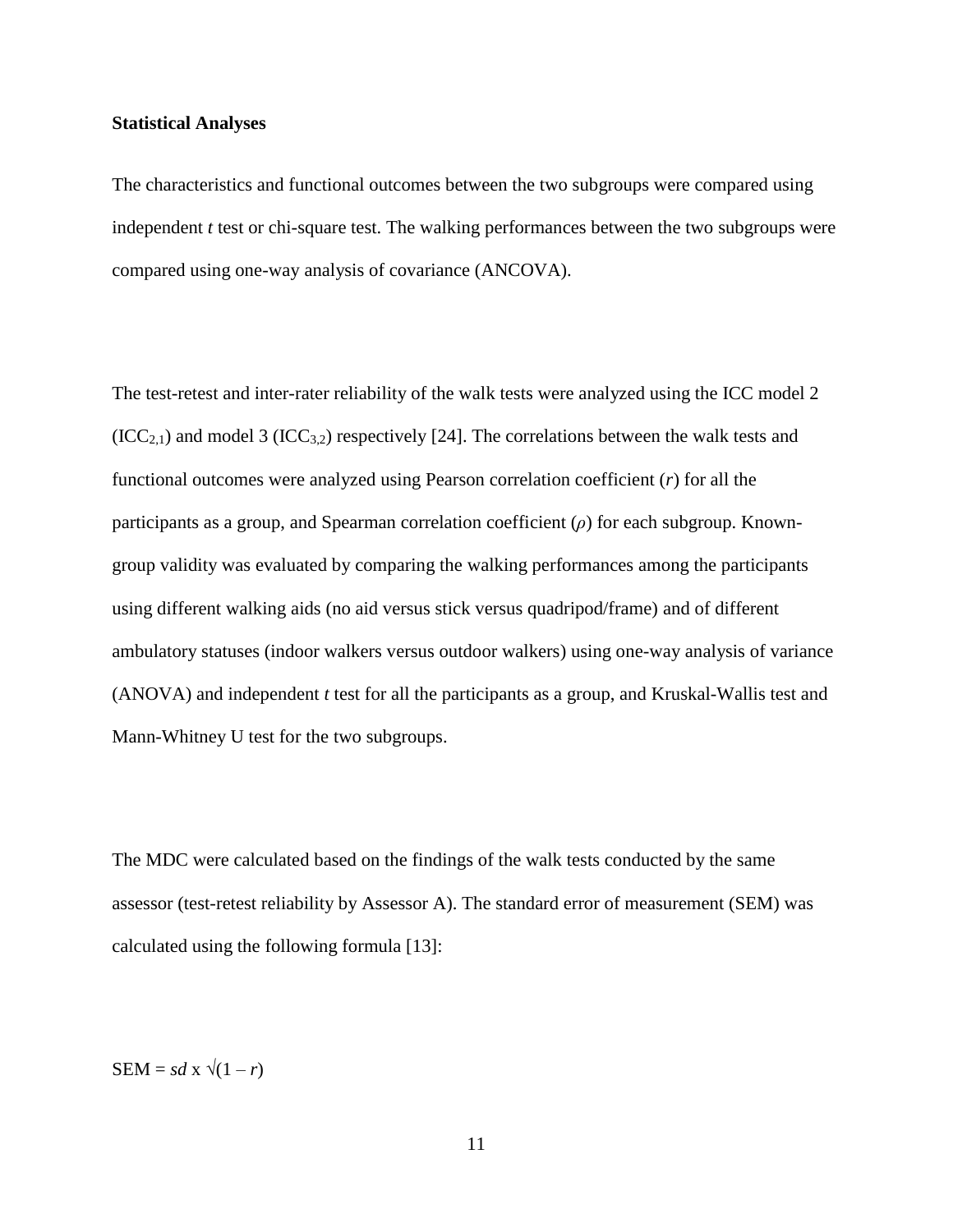**Statistical Analyses**

The characteristics and functional outcomes between the two subgroups were compared using independent *t* test or chi-square test. The walking performances between the two subgroups were compared using one-way analysis of covariance (ANCOVA).

The test-retest and inter-rater reliability of the walk tests were analyzed using the ICC model 2 ($ICC_{2,1}$) and model 3 ($ICC_{3,2}$) respectively [24]. The correlations between the walk tests and functional outcomes were analyzed using Pearson correlation coefficient ($r$) for all the participants as a group, and Spearman correlation coefficient ($\rho$) for each subgroup. Known-group validity was evaluated by comparing the walking performances among the participants using different walking aids (no aid versus stick versus quadripod/frame) and of different ambulatory statuses (indoor walkers versus outdoor walkers) using one-way analysis of variance (ANOVA) and independent *t* test for all the participants as a group, and Kruskal-Wallis test and Mann-Whitney U test for the two subgroups.

The MDC were calculated based on the findings of the walk tests conducted by the same assessor (test-retest reliability by Assessor A). The standard error of measurement (SEM) was calculated using the following formula [13]:

$$\text{SEM} = sd \times \sqrt{(1 - r)}$$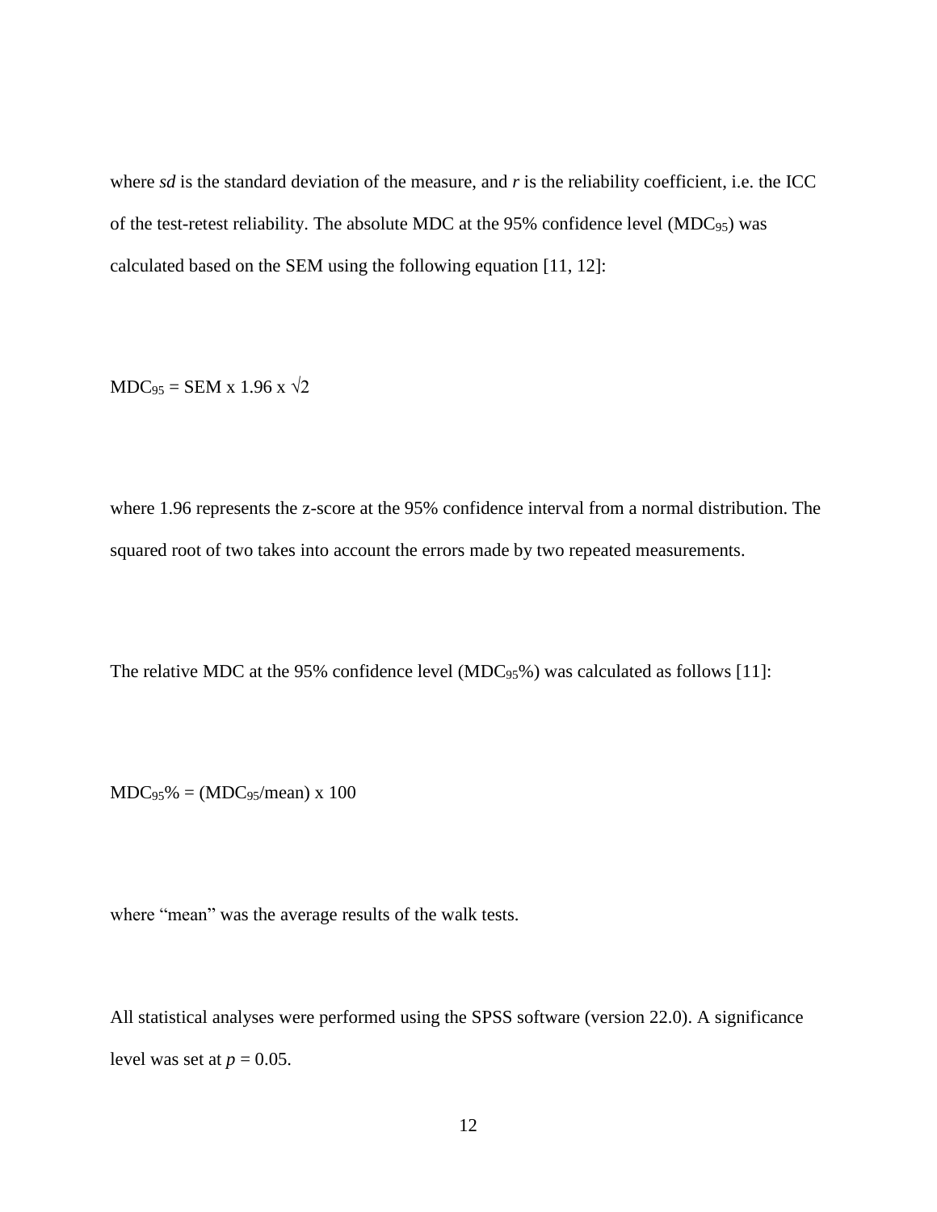where *sd* is the standard deviation of the measure, and *r* is the reliability coefficient, i.e. the ICC of the test-retest reliability. The absolute MDC at the 95% confidence level ($MDC_{95}$) was calculated based on the SEM using the following equation [11, 12]:

$$MDC_{95} = SEM \times 1.96 \times \sqrt{2}$$

where 1.96 represents the z-score at the 95% confidence interval from a normal distribution. The squared root of two takes into account the errors made by two repeated measurements.

The relative MDC at the 95% confidence level ($MDC_{95}\%$) was calculated as follows [11]:

$$MDC_{95}\% = (MDC_{95}/\text{mean}) \times 100$$

where "mean" was the average results of the walk tests.

All statistical analyses were performed using the SPSS software (version 22.0). A significance level was set at $p = 0.05$.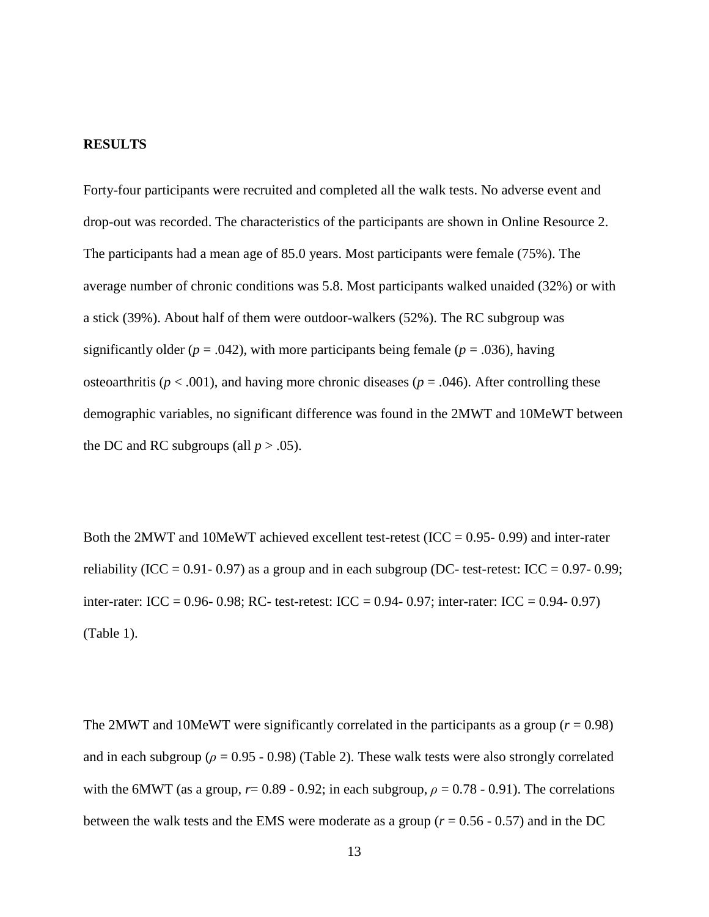## RESULTS

Forty-four participants were recruited and completed all the walk tests. No adverse event and drop-out was recorded. The characteristics of the participants are shown in Online Resource 2. The participants had a mean age of 85.0 years. Most participants were female (75%). The average number of chronic conditions was 5.8. Most participants walked unaided (32%) or with a stick (39%). About half of them were outdoor-walkers (52%). The RC subgroup was significantly older ($p$ = .042), with more participants being female ($p$ = .036), having osteoarthritis ($p$ < .001), and having more chronic diseases ($p$ = .046). After controlling these demographic variables, no significant difference was found in the 2MWT and 10MeWT between the DC and RC subgroups (all $p$ > .05).

Both the 2MWT and 10MeWT achieved excellent test-retest (ICC = 0.95- 0.99) and inter-rater reliability (ICC = 0.91- 0.97) as a group and in each subgroup (DC- test-retest: ICC = 0.97- 0.99; inter-rater: ICC = 0.96- 0.98; RC- test-retest: ICC = 0.94- 0.97; inter-rater: ICC = 0.94- 0.97) (Table 1).

The 2MWT and 10MeWT were significantly correlated in the participants as a group ($r$ = 0.98) and in each subgroup ($\rho$ = 0.95 - 0.98) (Table 2). These walk tests were also strongly correlated with the 6MWT (as a group, $r$= 0.89 - 0.92; in each subgroup, $\rho$ = 0.78 - 0.91). The correlations between the walk tests and the EMS were moderate as a group ($r$ = 0.56 - 0.57) and in the DC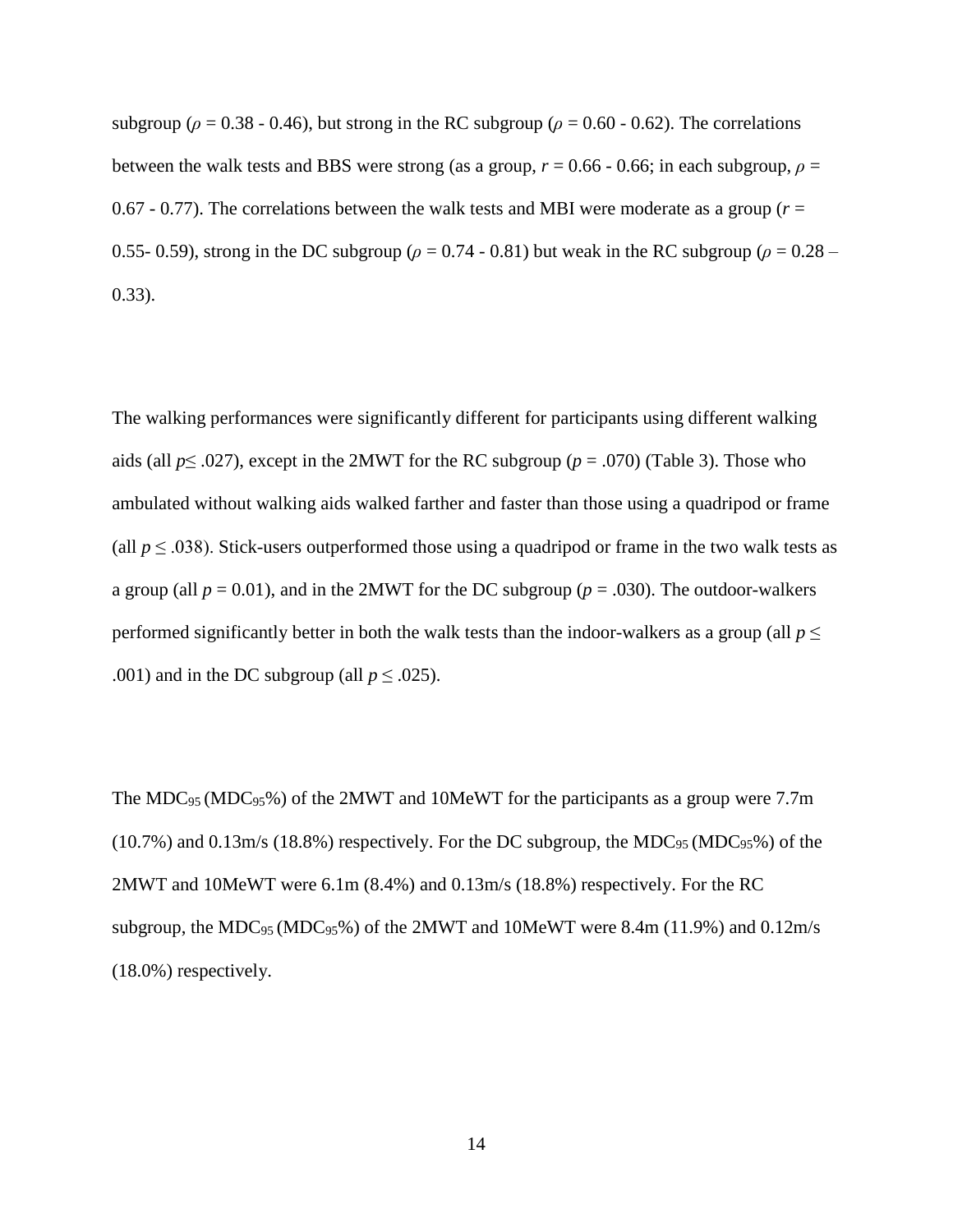subgroup ($\rho$ = 0.38 - 0.46), but strong in the RC subgroup ($\rho$ = 0.60 - 0.62). The correlations between the walk tests and BBS were strong (as a group, $r$ = 0.66 - 0.66; in each subgroup, $\rho$ = 0.67 - 0.77). The correlations between the walk tests and MBI were moderate as a group ($r$ = 0.55- 0.59), strong in the DC subgroup ($\rho$ = 0.74 - 0.81) but weak in the RC subgroup ($\rho$ = 0.28 – 0.33).

The walking performances were significantly different for participants using different walking aids (all $p \leq .027$), except in the 2MWT for the RC subgroup ($p$ = .070) (Table 3). Those who ambulated without walking aids walked farther and faster than those using a quadripod or frame (all $p \leq .038$). Stick-users outperformed those using a quadripod or frame in the two walk tests as a group (all $p$ = 0.01), and in the 2MWT for the DC subgroup ($p$ = .030). The outdoor-walkers performed significantly better in both the walk tests than the indoor-walkers as a group (all $p \leq$ .001) and in the DC subgroup (all $p \leq .025$).

The $MDC_{95}$ ($MDC_{95}$%) of the 2MWT and 10MeWT for the participants as a group were 7.7m (10.7%) and 0.13m/s (18.8%) respectively. For the DC subgroup, the $MDC_{95}$ ($MDC_{95}$%) of the 2MWT and 10MeWT were 6.1m (8.4%) and 0.13m/s (18.8%) respectively. For the RC subgroup, the $MDC_{95}$ ($MDC_{95}$%) of the 2MWT and 10MeWT were 8.4m (11.9%) and 0.12m/s (18.0%) respectively.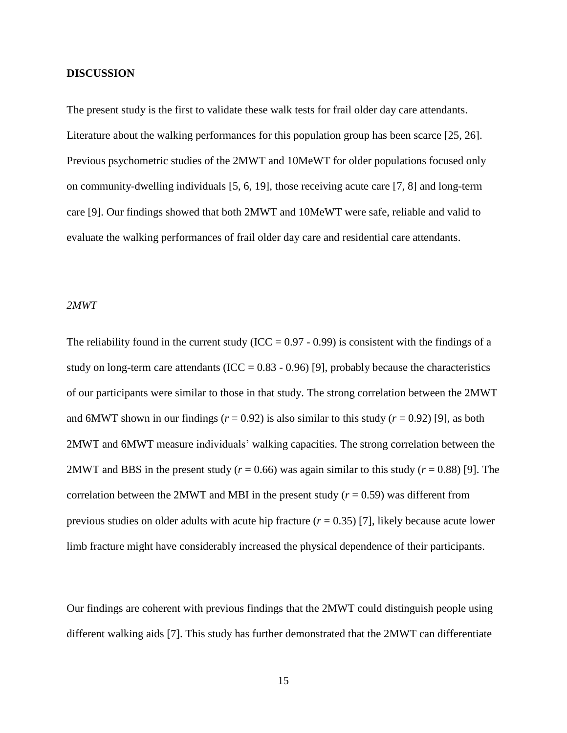## DISCUSSION

The present study is the first to validate these walk tests for frail older day care attendants. Literature about the walking performances for this population group has been scarce [25, 26]. Previous psychometric studies of the 2MWT and 10MeWT for older populations focused only on community-dwelling individuals [5, 6, 19], those receiving acute care [7, 8] and long-term care [9]. Our findings showed that both 2MWT and 10MeWT were safe, reliable and valid to evaluate the walking performances of frail older day care and residential care attendants.

### *2MWT*

The reliability found in the current study (ICC = 0.97 - 0.99) is consistent with the findings of a study on long-term care attendants (ICC = 0.83 - 0.96) [9], probably because the characteristics of our participants were similar to those in that study. The strong correlation between the 2MWT and 6MWT shown in our findings ($r$ = 0.92) is also similar to this study ($r$ = 0.92) [9], as both 2MWT and 6MWT measure individuals' walking capacities. The strong correlation between the 2MWT and BBS in the present study ($r$ = 0.66) was again similar to this study ($r$ = 0.88) [9]. The correlation between the 2MWT and MBI in the present study ($r$ = 0.59) was different from previous studies on older adults with acute hip fracture ($r$ = 0.35) [7], likely because acute lower limb fracture might have considerably increased the physical dependence of their participants.

Our findings are coherent with previous findings that the 2MWT could distinguish people using different walking aids [7]. This study has further demonstrated that the 2MWT can differentiate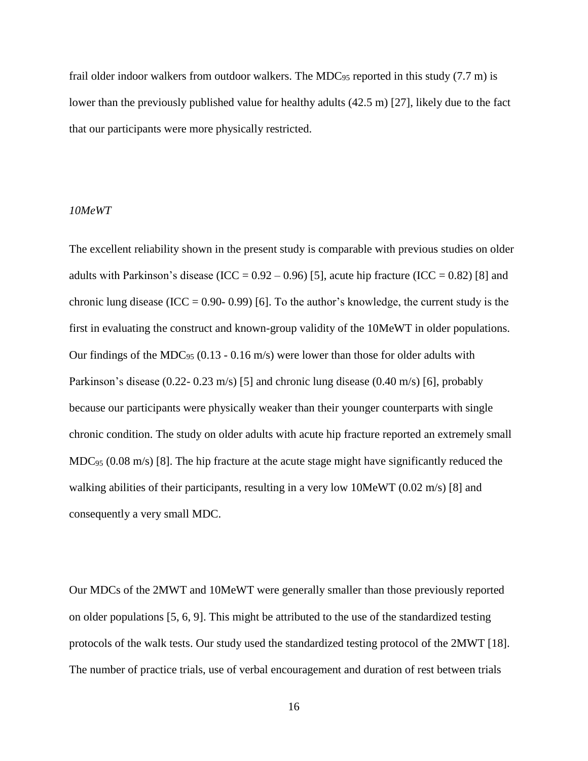frail older indoor walkers from outdoor walkers. The $MDC_{95}$ reported in this study (7.7 m) is lower than the previously published value for healthy adults (42.5 m) [27], likely due to the fact that our participants were more physically restricted.

*10MeWT*

The excellent reliability shown in the present study is comparable with previous studies on older adults with Parkinson's disease (ICC = 0.92 – 0.96) [5], acute hip fracture (ICC = 0.82) [8] and chronic lung disease (ICC = 0.90- 0.99) [6]. To the author's knowledge, the current study is the first in evaluating the construct and known-group validity of the 10MeWT in older populations. Our findings of the $MDC_{95}$ (0.13 - 0.16 m/s) were lower than those for older adults with Parkinson's disease (0.22- 0.23 m/s) [5] and chronic lung disease (0.40 m/s) [6], probably because our participants were physically weaker than their younger counterparts with single chronic condition. The study on older adults with acute hip fracture reported an extremely small $MDC_{95}$ (0.08 m/s) [8]. The hip fracture at the acute stage might have significantly reduced the walking abilities of their participants, resulting in a very low 10MeWT (0.02 m/s) [8] and consequently a very small MDC.

Our MDCs of the 2MWT and 10MeWT were generally smaller than those previously reported on older populations [5, 6, 9]. This might be attributed to the use of the standardized testing protocols of the walk tests. Our study used the standardized testing protocol of the 2MWT [18]. The number of practice trials, use of verbal encouragement and duration of rest between trials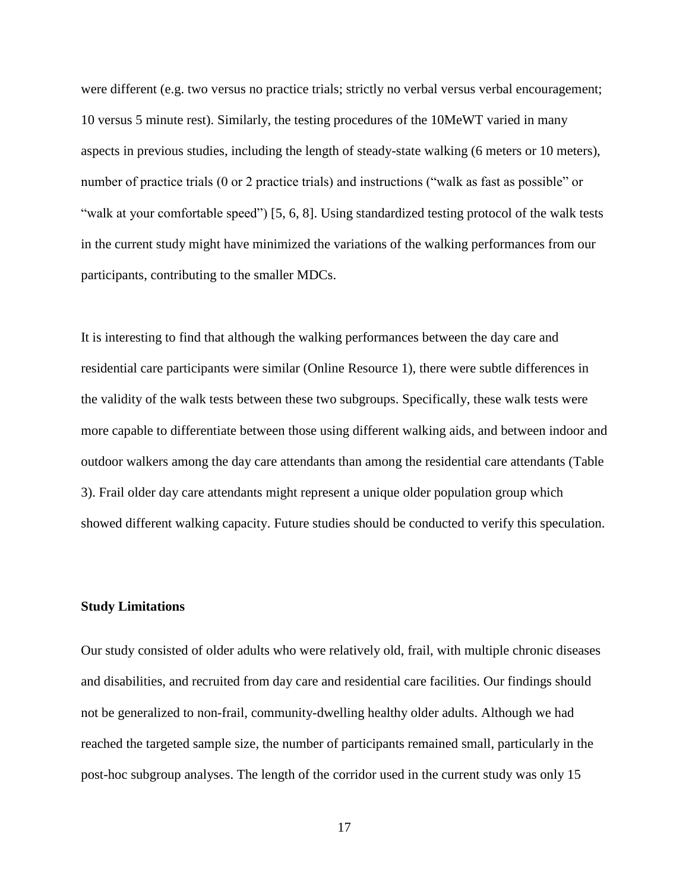were different (e.g. two versus no practice trials; strictly no verbal versus verbal encouragement; 10 versus 5 minute rest). Similarly, the testing procedures of the 10MeWT varied in many aspects in previous studies, including the length of steady-state walking (6 meters or 10 meters), number of practice trials (0 or 2 practice trials) and instructions ("walk as fast as possible" or "walk at your comfortable speed") [5, 6, 8]. Using standardized testing protocol of the walk tests in the current study might have minimized the variations of the walking performances from our participants, contributing to the smaller MDCs.

It is interesting to find that although the walking performances between the day care and residential care participants were similar (Online Resource 1), there were subtle differences in the validity of the walk tests between these two subgroups. Specifically, these walk tests were more capable to differentiate between those using different walking aids, and between indoor and outdoor walkers among the day care attendants than among the residential care attendants (Table 3). Frail older day care attendants might represent a unique older population group which showed different walking capacity. Future studies should be conducted to verify this speculation.

**Study Limitations**

Our study consisted of older adults who were relatively old, frail, with multiple chronic diseases and disabilities, and recruited from day care and residential care facilities. Our findings should not be generalized to non-frail, community-dwelling healthy older adults. Although we had reached the targeted sample size, the number of participants remained small, particularly in the post-hoc subgroup analyses. The length of the corridor used in the current study was only 15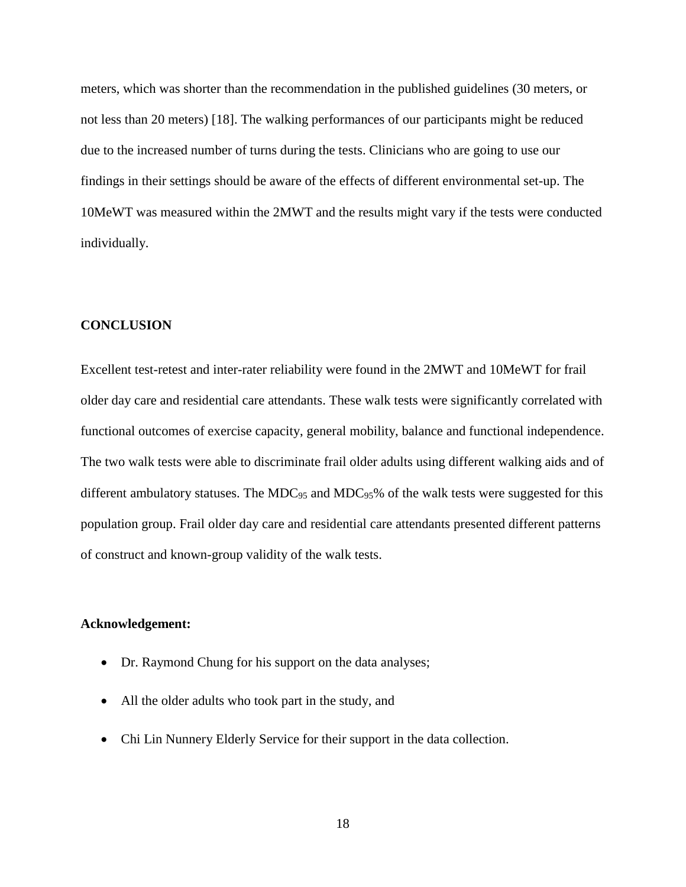meters, which was shorter than the recommendation in the published guidelines (30 meters, or not less than 20 meters) [18]. The walking performances of our participants might be reduced due to the increased number of turns during the tests. Clinicians who are going to use our findings in their settings should be aware of the effects of different environmental set-up. The 10MeWT was measured within the 2MWT and the results might vary if the tests were conducted individually.

## CONCLUSION

Excellent test-retest and inter-rater reliability were found in the 2MWT and 10MeWT for frail older day care and residential care attendants. These walk tests were significantly correlated with functional outcomes of exercise capacity, general mobility, balance and functional independence. The two walk tests were able to discriminate frail older adults using different walking aids and of different ambulatory statuses. The $MDC_{95}$ and $MDC_{95}$% of the walk tests were suggested for this population group. Frail older day care and residential care attendants presented different patterns of construct and known-group validity of the walk tests.

**Acknowledgement:**

- Dr. Raymond Chung for his support on the data analyses;
- All the older adults who took part in the study, and
- Chi Lin Nunnery Elderly Service for their support in the data collection.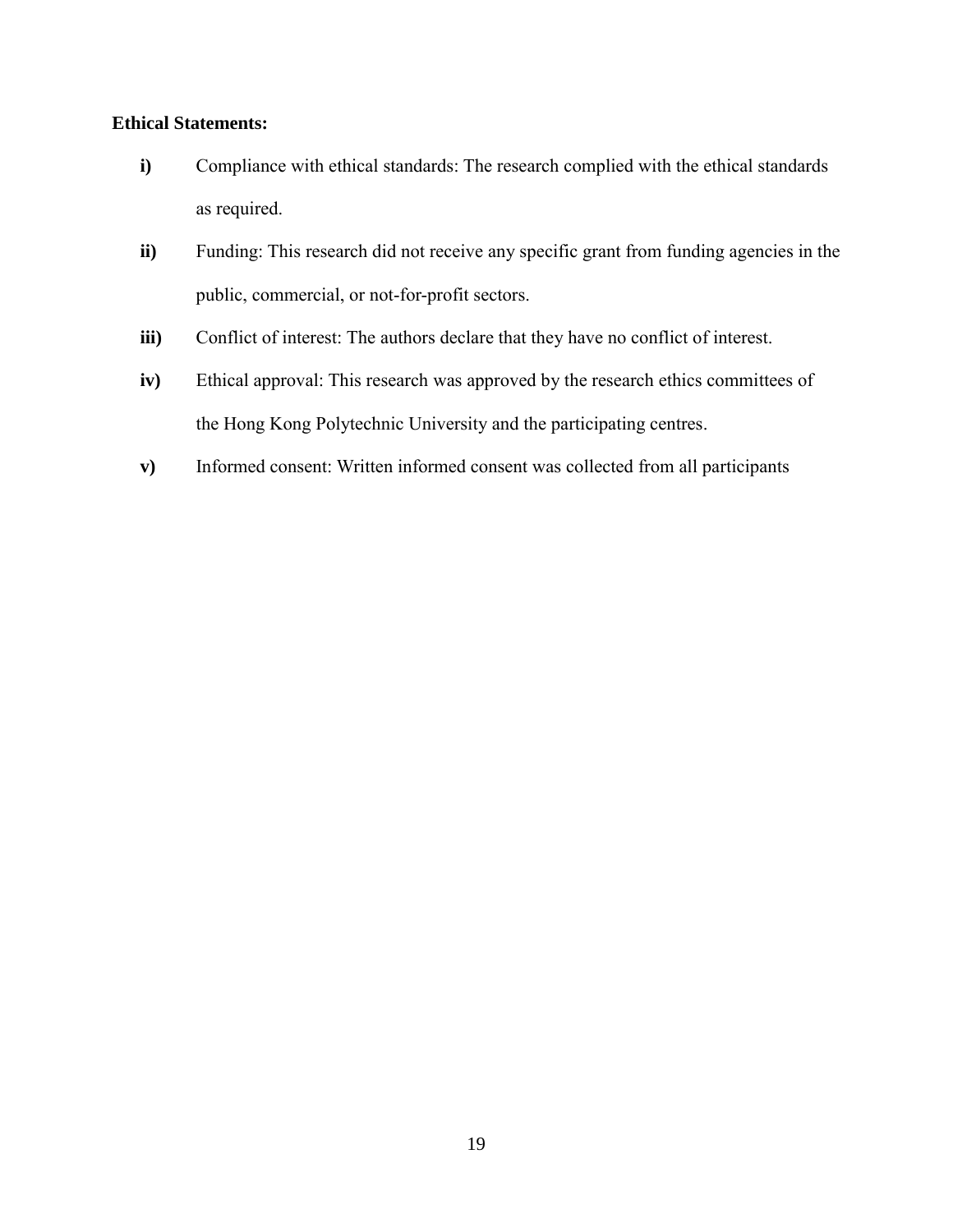**Ethical Statements:**

- **i)** Compliance with ethical standards: The research complied with the ethical standards as required.
- **ii)** Funding: This research did not receive any specific grant from funding agencies in the public, commercial, or not-for-profit sectors.
- **iii)** Conflict of interest: The authors declare that they have no conflict of interest.
- **iv)** Ethical approval: This research was approved by the research ethics committees of the Hong Kong Polytechnic University and the participating centres.
- **v)** Informed consent: Written informed consent was collected from all participants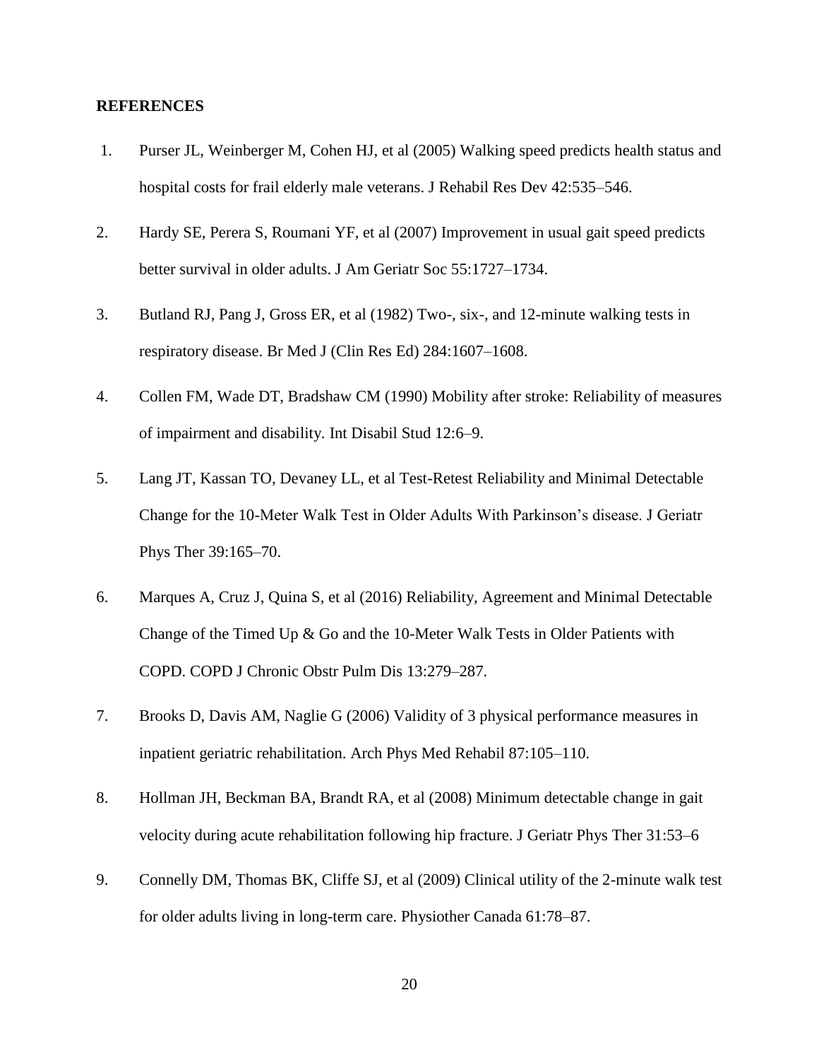**REFERENCES**

1. Purser JL, Weinberger M, Cohen HJ, et al (2005) Walking speed predicts health status and hospital costs for frail elderly male veterans. J Rehabil Res Dev 42:535–546.
2. Hardy SE, Perera S, Roumani YF, et al (2007) Improvement in usual gait speed predicts better survival in older adults. J Am Geriatr Soc 55:1727–1734.
3. Butland RJ, Pang J, Gross ER, et al (1982) Two-, six-, and 12-minute walking tests in respiratory disease. Br Med J (Clin Res Ed) 284:1607–1608.
4. Collen FM, Wade DT, Bradshaw CM (1990) Mobility after stroke: Reliability of measures of impairment and disability. Int Disabil Stud 12:6–9.
5. Lang JT, Kassan TO, Devaney LL, et al Test-Retest Reliability and Minimal Detectable Change for the 10-Meter Walk Test in Older Adults With Parkinson's disease. J Geriatr Phys Ther 39:165–70.
6. Marques A, Cruz J, Quina S, et al (2016) Reliability, Agreement and Minimal Detectable Change of the Timed Up & Go and the 10-Meter Walk Tests in Older Patients with COPD. COPD J Chronic Obstr Pulm Dis 13:279–287.
7. Brooks D, Davis AM, Naglie G (2006) Validity of 3 physical performance measures in inpatient geriatric rehabilitation. Arch Phys Med Rehabil 87:105–110.
8. Hollman JH, Beckman BA, Brandt RA, et al (2008) Minimum detectable change in gait velocity during acute rehabilitation following hip fracture. J Geriatr Phys Ther 31:53–6
9. Connelly DM, Thomas BK, Cliffe SJ, et al (2009) Clinical utility of the 2-minute walk test for older adults living in long-term care. Physiother Canada 61:78–87.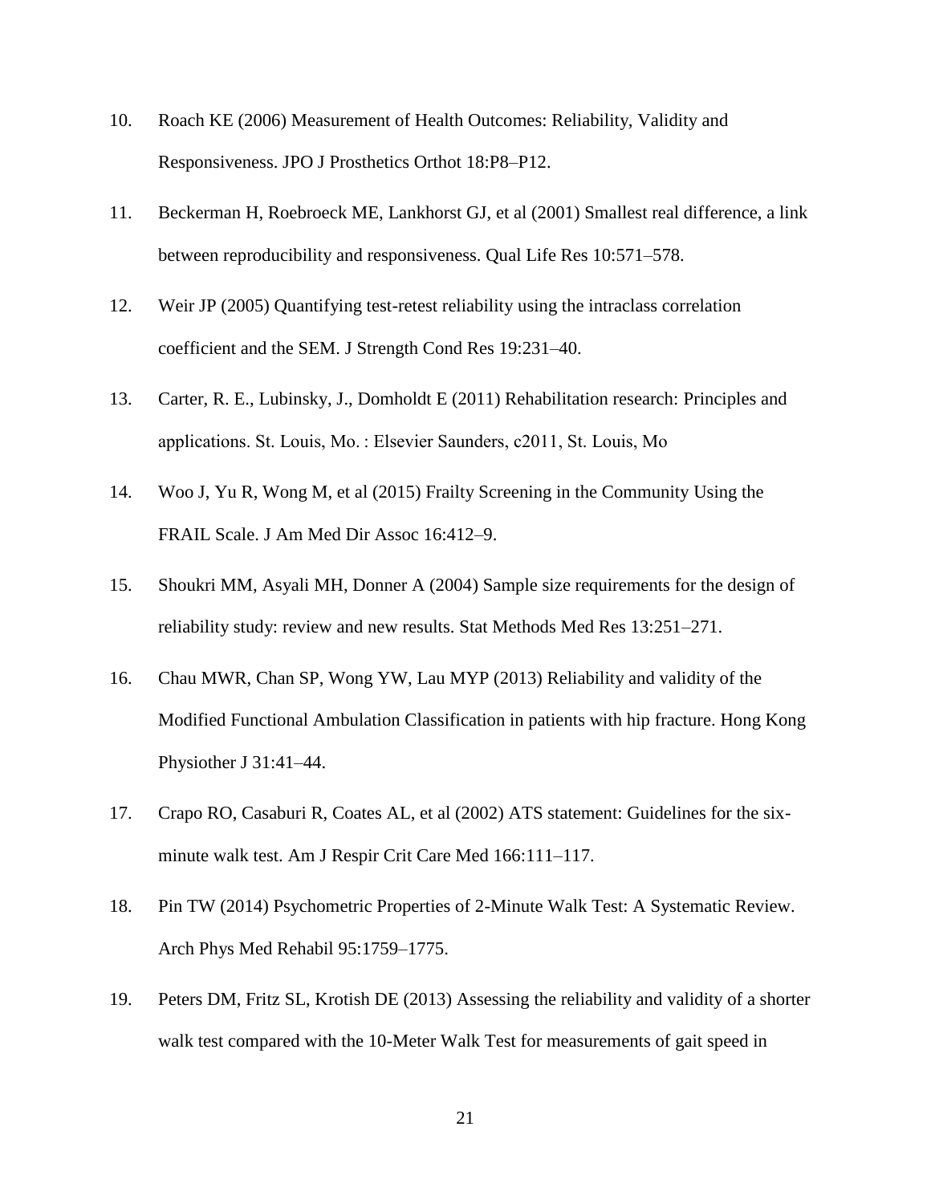10. Roach KE (2006) Measurement of Health Outcomes: Reliability, Validity and Responsiveness. JPO J Prosthetics Orthot 18:P8–P12.

11. Beckerman H, Roebroeck ME, Lankhorst GJ, et al (2001) Smallest real difference, a link between reproducibility and responsiveness. Qual Life Res 10:571–578.

12. Weir JP (2005) Quantifying test-retest reliability using the intraclass correlation coefficient and the SEM. J Strength Cond Res 19:231–40.

13. Carter, R. E., Lubinsky, J., Domholdt E (2011) Rehabilitation research: Principles and applications. St. Louis, Mo. : Elsevier Saunders, c2011, St. Louis, Mo

14. Woo J, Yu R, Wong M, et al (2015) Frailty Screening in the Community Using the FRAIL Scale. J Am Med Dir Assoc 16:412–9.

15. Shoukri MM, Asyali MH, Donner A (2004) Sample size requirements for the design of reliability study: review and new results. Stat Methods Med Res 13:251–271.

16. Chau MWR, Chan SP, Wong YW, Lau MYP (2013) Reliability and validity of the Modified Functional Ambulation Classification in patients with hip fracture. Hong Kong Physiother J 31:41–44.

17. Crapo RO, Casaburi R, Coates AL, et al (2002) ATS statement: Guidelines for the six-minute walk test. Am J Respir Crit Care Med 166:111–117.

18. Pin TW (2014) Psychometric Properties of 2-Minute Walk Test: A Systematic Review. Arch Phys Med Rehabil 95:1759–1775.

19. Peters DM, Fritz SL, Krotish DE (2013) Assessing the reliability and validity of a shorter walk test compared with the 10-Meter Walk Test for measurements of gait speed in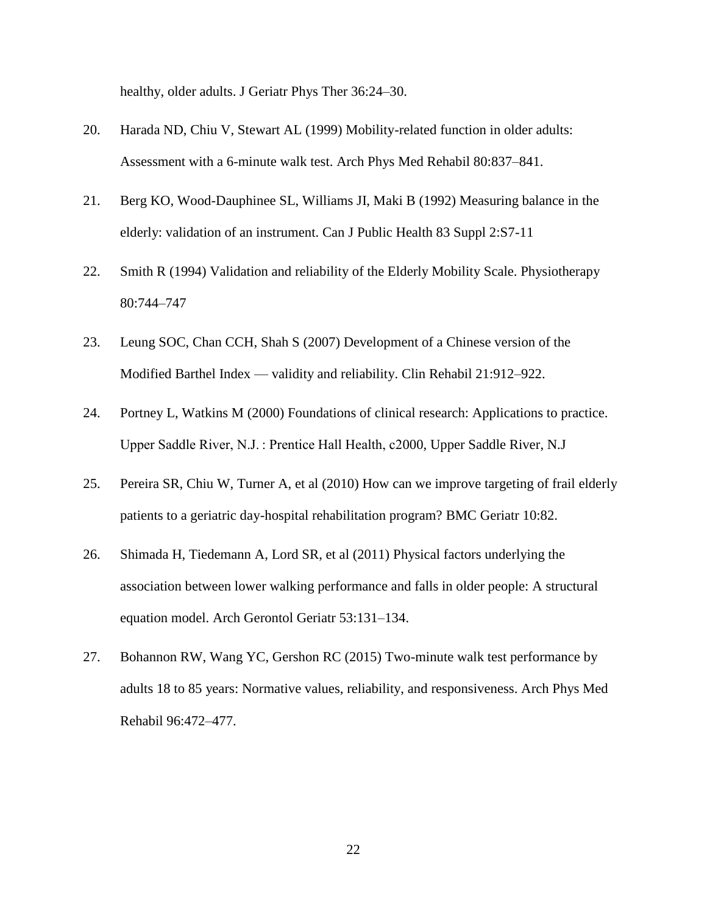healthy, older adults. J Geriatr Phys Ther 36:24–30.

20. Harada ND, Chiu V, Stewart AL (1999) Mobility-related function in older adults: Assessment with a 6-minute walk test. Arch Phys Med Rehabil 80:837–841.

21. Berg KO, Wood-Dauphinee SL, Williams JI, Maki B (1992) Measuring balance in the elderly: validation of an instrument. Can J Public Health 83 Suppl 2:S7-11

22. Smith R (1994) Validation and reliability of the Elderly Mobility Scale. Physiotherapy 80:744–747

23. Leung SOC, Chan CCH, Shah S (2007) Development of a Chinese version of the Modified Barthel Index — validity and reliability. Clin Rehabil 21:912–922.

24. Portney L, Watkins M (2000) Foundations of clinical research: Applications to practice. Upper Saddle River, N.J. : Prentice Hall Health, c2000, Upper Saddle River, N.J

25. Pereira SR, Chiu W, Turner A, et al (2010) How can we improve targeting of frail elderly patients to a geriatric day-hospital rehabilitation program? BMC Geriatr 10:82.

26. Shimada H, Tiedemann A, Lord SR, et al (2011) Physical factors underlying the association between lower walking performance and falls in older people: A structural equation model. Arch Gerontol Geriatr 53:131–134.

27. Bohannon RW, Wang YC, Gershon RC (2015) Two-minute walk test performance by adults 18 to 85 years: Normative values, reliability, and responsiveness. Arch Phys Med Rehabil 96:472–477.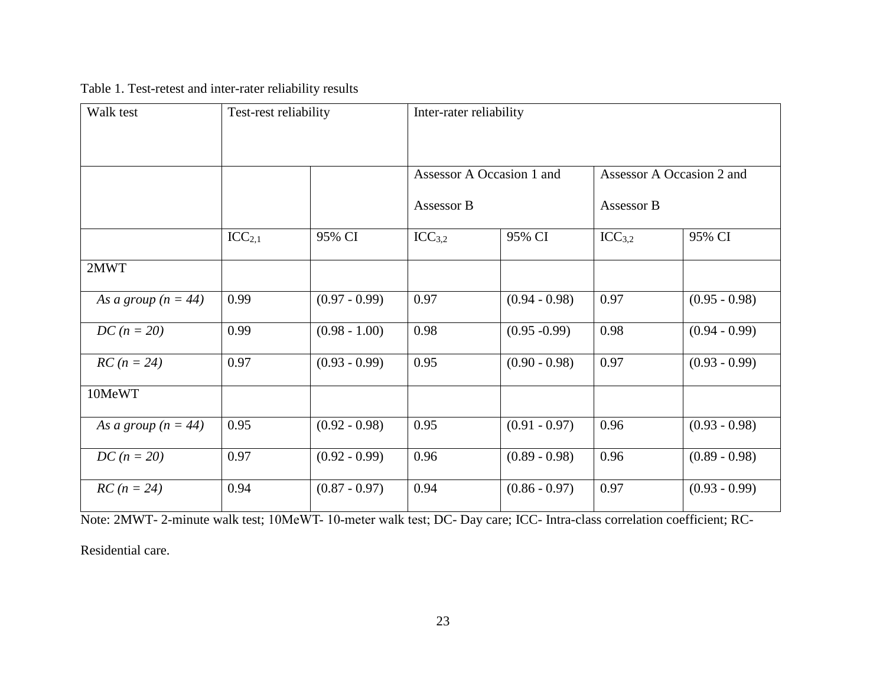Table 1. Test-retest and inter-rater reliability results

| Walk test | Test-rest reliability | | Inter-rater reliability | | | |
|---|---|---|---|---|---|---|
| | | | Assessor A Occasion 1 and Assessor B | | Assessor A Occasion 2 and Assessor B | |
| | $ICC_{2,1}$ | 95% CI | $ICC_{3,2}$ | 95% CI | $ICC_{3,2}$ | 95% CI |
| 2MWT | | | | | | |
| *As a group (n = 44)* | 0.99 | (0.97 - 0.99) | 0.97 | (0.94 - 0.98) | 0.97 | (0.95 - 0.98) |
| *DC (n = 20)* | 0.99 | (0.98 - 1.00) | 0.98 | (0.95 -0.99) | 0.98 | (0.94 - 0.99) |
| *RC (n = 24)* | 0.97 | (0.93 - 0.99) | 0.95 | (0.90 - 0.98) | 0.97 | (0.93 - 0.99) |
| 10MeWT | | | | | | |
| *As a group (n = 44)* | 0.95 | (0.92 - 0.98) | 0.95 | (0.91 - 0.97) | 0.96 | (0.93 - 0.98) |
| *DC (n = 20)* | 0.97 | (0.92 - 0.99) | 0.96 | (0.89 - 0.98) | 0.96 | (0.89 - 0.98) |
| *RC (n = 24)* | 0.94 | (0.87 - 0.97) | 0.94 | (0.86 - 0.97) | 0.97 | (0.93 - 0.99) |

Note: 2MWT- 2-minute walk test; 10MeWT- 10-meter walk test; DC- Day care; ICC- Intra-class correlation coefficient; RC- Residential care.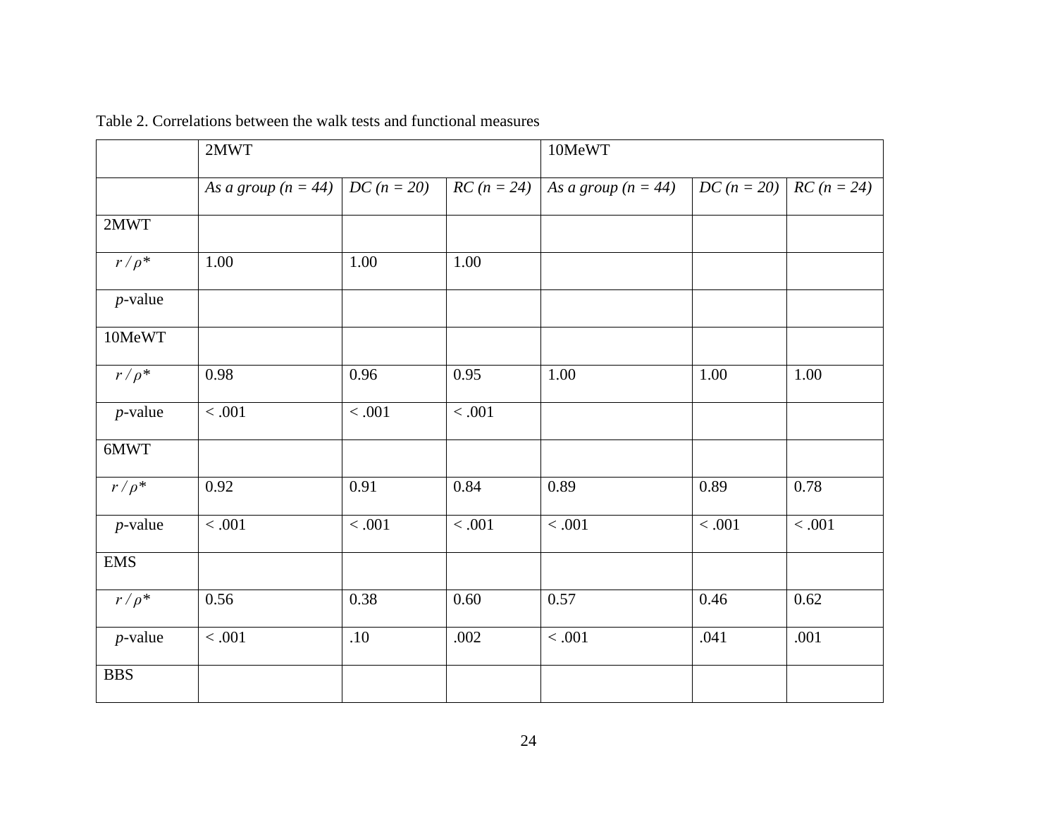Table 2. Correlations between the walk tests and functional measures

| | 2MWT | | | 10MeWT | | |
|---|---|---|---|---|---|---|
| | *As a group (n = 44)* | *DC (n = 20)* | *RC (n = 24)* | *As a group (n = 44)* | *DC (n = 20)* | *RC (n = 24)* |
| 2MWT | | | | | | |
| *r / ρ\** | 1.00 | 1.00 | 1.00 | | | |
| *p*-value | | | | | | |
| 10MeWT | | | | | | |
| *r / ρ\** | 0.98 | 0.96 | 0.95 | 1.00 | 1.00 | 1.00 |
| *p*-value | < .001 | < .001 | < .001 | | | |
| 6MWT | | | | | | |
| *r / ρ\** | 0.92 | 0.91 | 0.84 | 0.89 | 0.89 | 0.78 |
| *p*-value | < .001 | < .001 | < .001 | < .001 | < .001 | < .001 |
| EMS | | | | | | |
| *r / ρ\** | 0.56 | 0.38 | 0.60 | 0.57 | 0.46 | 0.62 |
| *p*-value | < .001 | .10 | .002 | < .001 | .041 | .001 |
| BBS | | | | | | |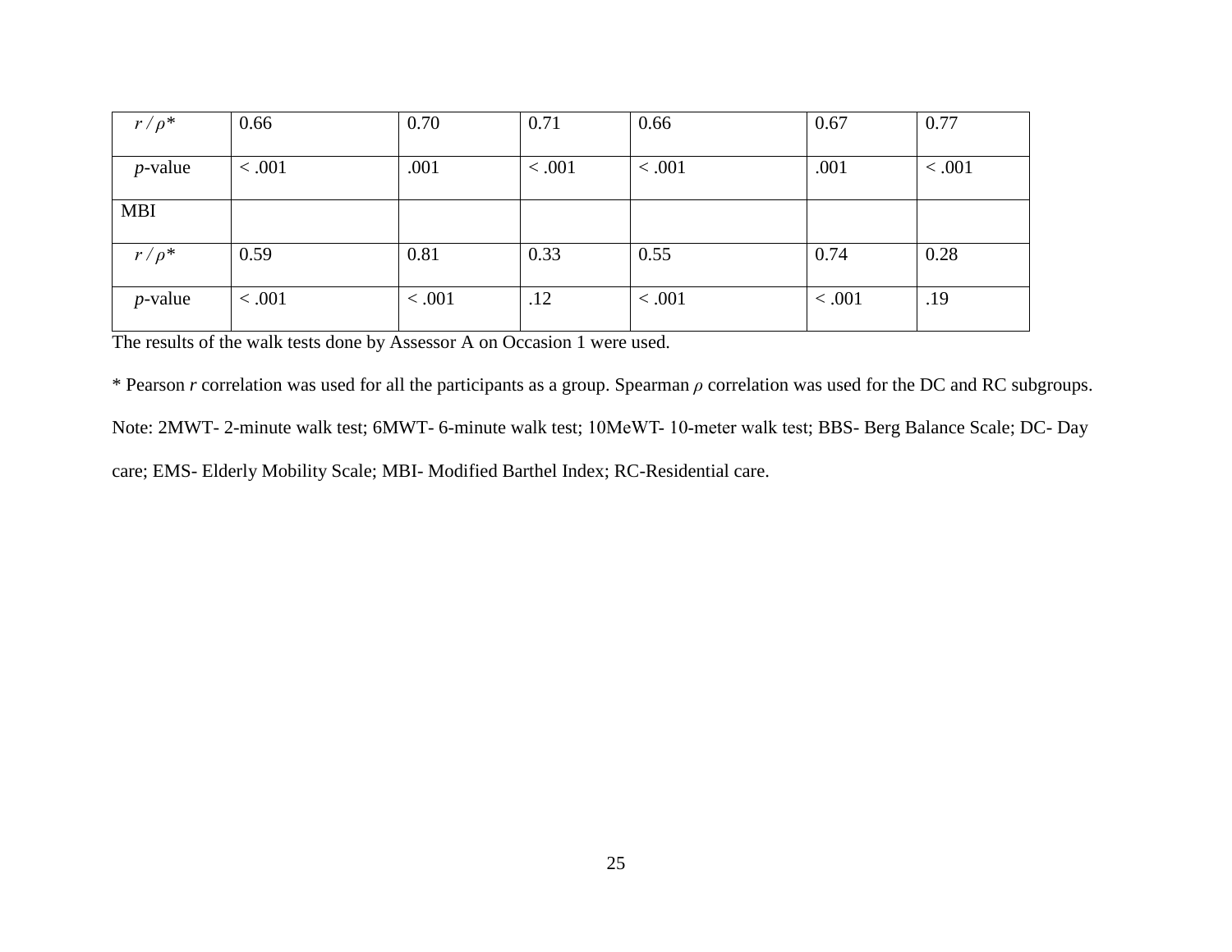| | | | | | | |
|---|---|---|---|---|---|---|
| $r$ / $\rho$* | 0.66 | 0.70 | 0.71 | 0.66 | 0.67 | 0.77 |
| $p$-value | < .001 | .001 | < .001 | < .001 | .001 | < .001 |
| MBI | | | | | | |
| $r$ / $\rho$* | 0.59 | 0.81 | 0.33 | 0.55 | 0.74 | 0.28 |
| $p$-value | < .001 | < .001 | .12 | < .001 | < .001 | .19 |

The results of the walk tests done by Assessor A on Occasion 1 were used.

\* Pearson $r$ correlation was used for all the participants as a group. Spearman $\rho$ correlation was used for the DC and RC subgroups.

Note: 2MWT- 2-minute walk test; 6MWT- 6-minute walk test; 10MeWT- 10-meter walk test; BBS- Berg Balance Scale; DC- Day care; EMS- Elderly Mobility Scale; MBI- Modified Barthel Index; RC-Residential care.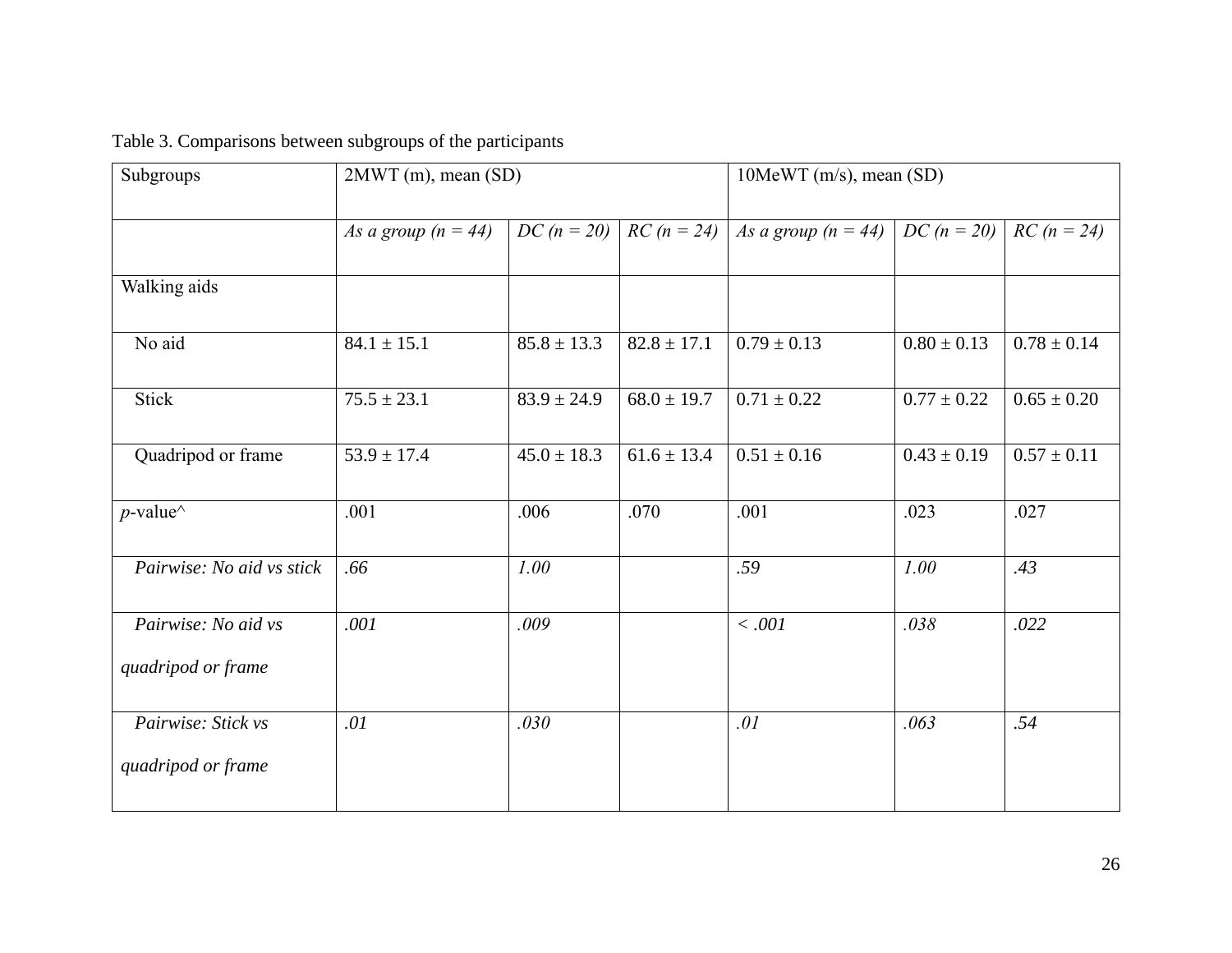Table 3. Comparisons between subgroups of the participants

| Subgroups | 2MWT (m), mean (SD) | | | 10MeWT (m/s), mean (SD) | | |
|---|---|---|---|---|---|---|
| | *As a group (n = 44)* | *DC (n = 20)* | *RC (n = 24)* | *As a group (n = 44)* | *DC (n = 20)* | *RC (n = 24)* |
| Walking aids | | | | | | |
| No aid | 84.1 ± 15.1 | 85.8 ± 13.3 | 82.8 ± 17.1 | 0.79 ± 0.13 | 0.80 ± 0.13 | 0.78 ± 0.14 |
| Stick | 75.5 ± 23.1 | 83.9 ± 24.9 | 68.0 ± 19.7 | 0.71 ± 0.22 | 0.77 ± 0.22 | 0.65 ± 0.20 |
| Quadripod or frame | 53.9 ± 17.4 | 45.0 ± 18.3 | 61.6 ± 13.4 | 0.51 ± 0.16 | 0.43 ± 0.19 | 0.57 ± 0.11 |
| *p*-value^ | .001 | .006 | .070 | .001 | .023 | .027 |
| *Pairwise: No aid vs stick* | *.66* | *1.00* | | *.59* | *1.00* | *.43* |
| *Pairwise: No aid vs quadripod or frame* | *.001* | *.009* | | *< .001* | *.038* | *.022* |
| *Pairwise: Stick vs quadripod or frame* | *.01* | *.030* | | *.01* | *.063* | *.54* |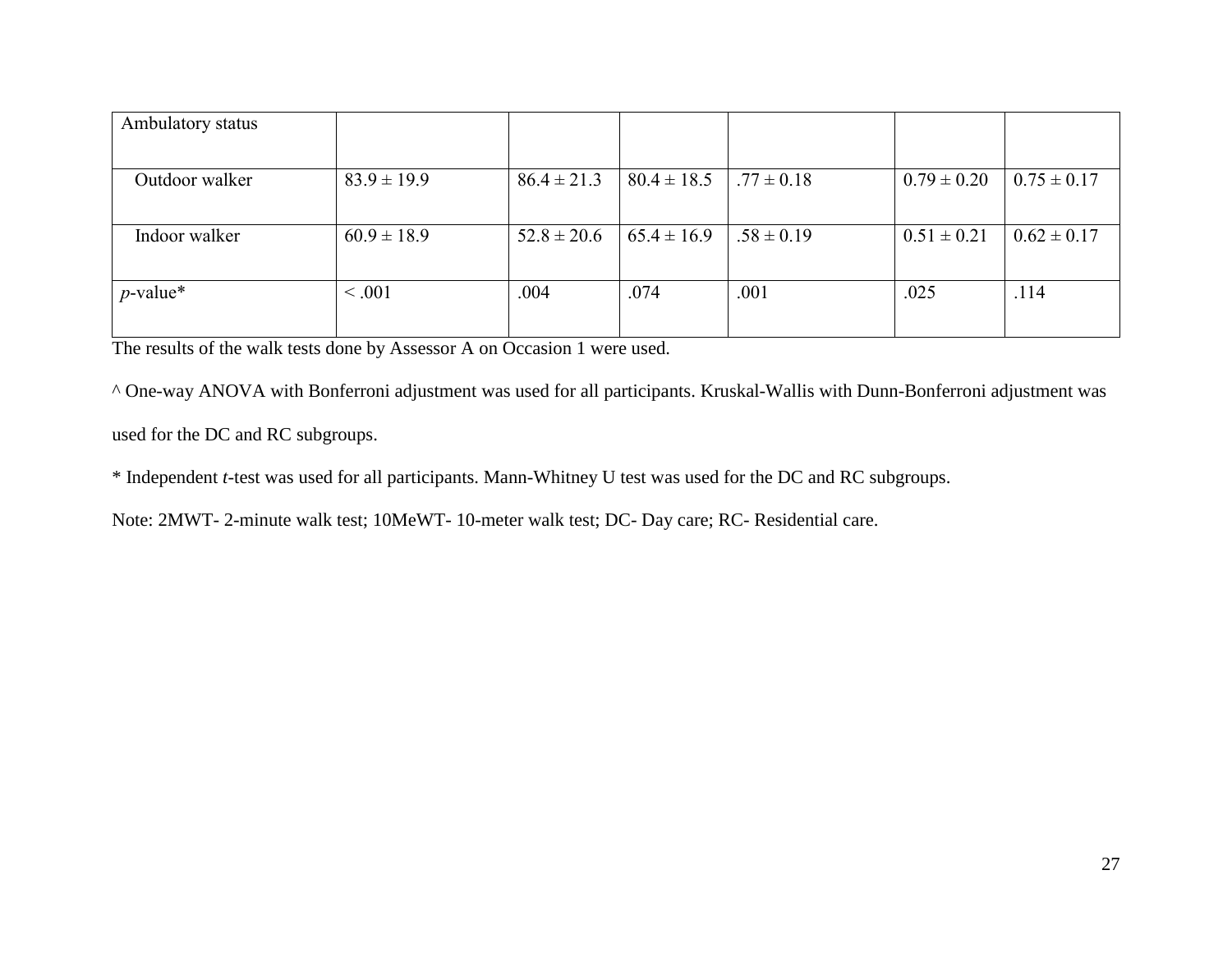| | | | | | | |
|---|---|---|---|---|---|---|
| Ambulatory status | | | | | | |
| Outdoor walker | 83.9 ± 19.9 | 86.4 ± 21.3 | 80.4 ± 18.5 | .77 ± 0.18 | 0.79 ± 0.20 | 0.75 ± 0.17 |
| Indoor walker | 60.9 ± 18.9 | 52.8 ± 20.6 | 65.4 ± 16.9 | .58 ± 0.19 | 0.51 ± 0.21 | 0.62 ± 0.17 |
| *p*-value* | < .001 | .004 | .074 | .001 | .025 | .114 |

The results of the walk tests done by Assessor A on Occasion 1 were used.

^ One-way ANOVA with Bonferroni adjustment was used for all participants. Kruskal-Wallis with Dunn-Bonferroni adjustment was used for the DC and RC subgroups.

* Independent *t*-test was used for all participants. Mann-Whitney U test was used for the DC and RC subgroups.

Note: 2MWT- 2-minute walk test; 10MeWT- 10-meter walk test; DC- Day care; RC- Residential care.